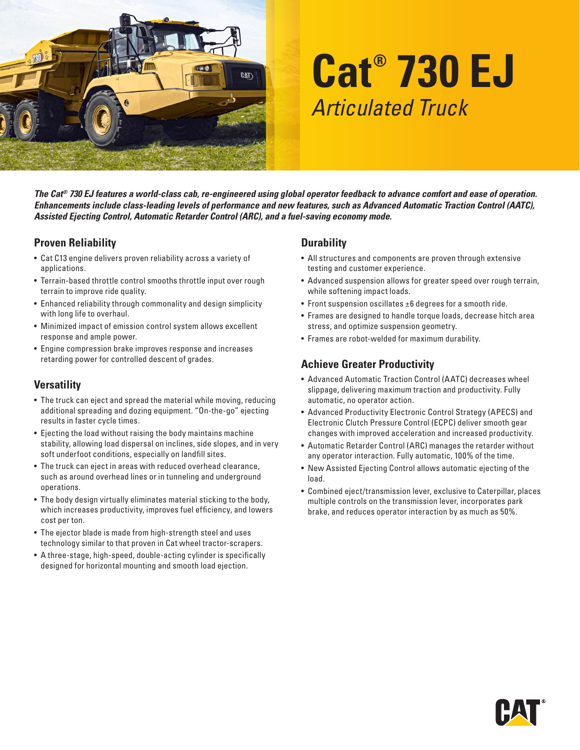# Cat® 730 EJ

## *Articulated Truck*

***The Cat® 730 EJ features a world-class cab, re-engineered using global operator feedback to advance comfort and ease of operation. Enhancements include class-leading levels of performance and new features, such as Advanced Automatic Traction Control (AATC), Assisted Ejecting Control, Automatic Retarder Control (ARC), and a fuel-saving economy mode.***

### Proven Reliability

- Cat C13 engine delivers proven reliability across a variety of applications.
- Terrain-based throttle control smooths throttle input over rough terrain to improve ride quality.
- Enhanced reliability through commonality and design simplicity with long life to overhaul.
- Minimized impact of emission control system allows excellent response and ample power.
- Engine compression brake improves response and increases retarding power for controlled descent of grades.

### Versatility

- The truck can eject and spread the material while moving, reducing additional spreading and dozing equipment. "On-the-go" ejecting results in faster cycle times.
- Ejecting the load without raising the body maintains machine stability, allowing load dispersal on inclines, side slopes, and in very soft underfoot conditions, especially on landfill sites.
- The truck can eject in areas with reduced overhead clearance, such as around overhead lines or in tunneling and underground operations.
- The body design virtually eliminates material sticking to the body, which increases productivity, improves fuel efficiency, and lowers cost per ton.
- The ejector blade is made from high-strength steel and uses technology similar to that proven in Cat wheel tractor-scrapers.
- A three-stage, high-speed, double-acting cylinder is specifically designed for horizontal mounting and smooth load ejection.

### Durability

- All structures and components are proven through extensive testing and customer experience.
- Advanced suspension allows for greater speed over rough terrain, while softening impact loads.
- Front suspension oscillates ±6 degrees for a smooth ride.
- Frames are designed to handle torque loads, decrease hitch area stress, and optimize suspension geometry.
- Frames are robot-welded for maximum durability.

### Achieve Greater Productivity

- Advanced Automatic Traction Control (AATC) decreases wheel slippage, delivering maximum traction and productivity. Fully automatic, no operator action.
- Advanced Productivity Electronic Control Strategy (APECS) and Electronic Clutch Pressure Control (ECPC) deliver smooth gear changes with improved acceleration and increased productivity.
- Automatic Retarder Control (ARC) manages the retarder without any operator interaction. Fully automatic, 100% of the time.
- New Assisted Ejecting Control allows automatic ejecting of the load.
- Combined eject/transmission lever, exclusive to Caterpillar, places multiple controls on the transmission lever, incorporates park brake, and reduces operator interaction by as much as 50%.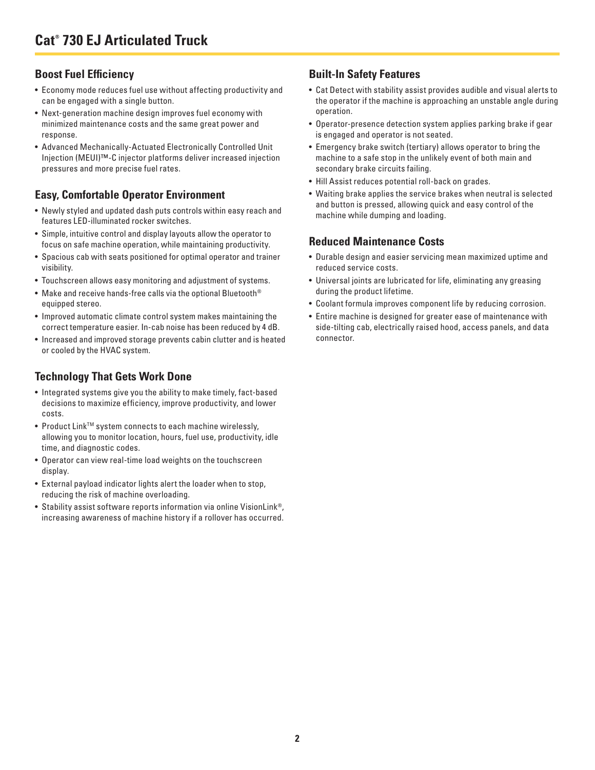# Cat® 730 EJ Articulated Truck

## Boost Fuel Efficiency

- Economy mode reduces fuel use without affecting productivity and can be engaged with a single button.
- Next-generation machine design improves fuel economy with minimized maintenance costs and the same great power and response.
- Advanced Mechanically-Actuated Electronically Controlled Unit Injection (MEUI)™-C injector platforms deliver increased injection pressures and more precise fuel rates.

## Easy, Comfortable Operator Environment

- Newly styled and updated dash puts controls within easy reach and features LED-illuminated rocker switches.
- Simple, intuitive control and display layouts allow the operator to focus on safe machine operation, while maintaining productivity.
- Spacious cab with seats positioned for optimal operator and trainer visibility.
- Touchscreen allows easy monitoring and adjustment of systems.
- Make and receive hands-free calls via the optional Bluetooth® equipped stereo.
- Improved automatic climate control system makes maintaining the correct temperature easier. In-cab noise has been reduced by 4 dB.
- Increased and improved storage prevents cabin clutter and is heated or cooled by the HVAC system.

## Technology That Gets Work Done

- Integrated systems give you the ability to make timely, fact-based decisions to maximize efficiency, improve productivity, and lower costs.
- Product Link™ system connects to each machine wirelessly, allowing you to monitor location, hours, fuel use, productivity, idle time, and diagnostic codes.
- Operator can view real-time load weights on the touchscreen display.
- External payload indicator lights alert the loader when to stop, reducing the risk of machine overloading.
- Stability assist software reports information via online VisionLink®, increasing awareness of machine history if a rollover has occurred.

## Built-In Safety Features

- Cat Detect with stability assist provides audible and visual alerts to the operator if the machine is approaching an unstable angle during operation.
- Operator-presence detection system applies parking brake if gear is engaged and operator is not seated.
- Emergency brake switch (tertiary) allows operator to bring the machine to a safe stop in the unlikely event of both main and secondary brake circuits failing.
- Hill Assist reduces potential roll-back on grades.
- Waiting brake applies the service brakes when neutral is selected and button is pressed, allowing quick and easy control of the machine while dumping and loading.

## Reduced Maintenance Costs

- Durable design and easier servicing mean maximized uptime and reduced service costs.
- Universal joints are lubricated for life, eliminating any greasing during the product lifetime.
- Coolant formula improves component life by reducing corrosion.
- Entire machine is designed for greater ease of maintenance with side-tilting cab, electrically raised hood, access panels, and data connector.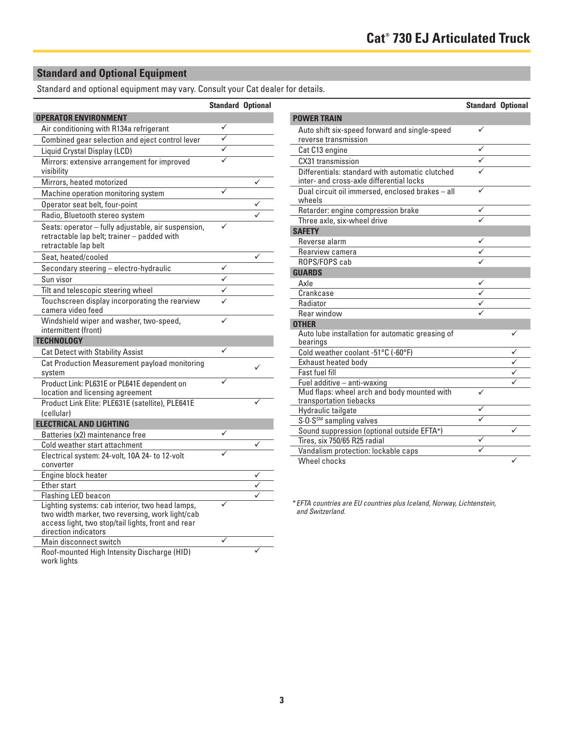# Cat® 730 EJ Articulated Truck

## Standard and Optional Equipment

Standard and optional equipment may vary. Consult your Cat dealer for details.

| | Standard | Optional |
|---|---|---|
| **OPERATOR ENVIRONMENT** | | |
| Air conditioning with R134a refrigerant | ✓ | |
| Combined gear selection and eject control lever | ✓ | |
| Liquid Crystal Display (LCD) | ✓ | |
| Mirrors: extensive arrangement for improved visibility | ✓ | |
| Mirrors, heated motorized | | ✓ |
| Machine operation monitoring system | ✓ | |
| Operator seat belt, four-point | | ✓ |
| Radio, Bluetooth stereo system | | ✓ |
| Seats: operator – fully adjustable, air suspension, retractable lap belt; trainer – padded with retractable lap belt | ✓ | |
| Seat, heated/cooled | | ✓ |
| Secondary steering – electro-hydraulic | ✓ | |
| Sun visor | ✓ | |
| Tilt and telescopic steering wheel | ✓ | |
| Touchscreen display incorporating the rearview camera video feed | ✓ | |
| Windshield wiper and washer, two-speed, intermittent (front) | ✓ | |
| **TECHNOLOGY** | | |
| Cat Detect with Stability Assist | ✓ | |
| Cat Production Measurement payload monitoring system | | ✓ |
| Product Link: PL631E or PL641E dependent on location and licensing agreement | ✓ | |
| Product Link Elite: PLE631E (satellite), PLE641E (cellular) | | ✓ |
| **ELECTRICAL AND LIGHTING** | | |
| Batteries (x2) maintenance free | ✓ | |
| Cold weather start attachment | | ✓ |
| Electrical system: 24-volt, 10A 24- to 12-volt converter | ✓ | |
| Engine block heater | | ✓ |
| Ether start | | ✓ |
| Flashing LED beacon | | ✓ |
| Lighting systems: cab interior, two head lamps, two width marker, two reversing, work light/cab access light, two stop/tail lights, front and rear direction indicators | ✓ | |
| Main disconnect switch | ✓ | |
| Roof-mounted High Intensity Discharge (HID) work lights | | ✓ |

| | Standard | Optional |
|---|---|---|
| **POWER TRAIN** | | |
| Auto shift six-speed forward and single-speed reverse transmission | ✓ | |
| Cat C13 engine | ✓ | |
| CX31 transmission | ✓ | |
| Differentials: standard with automatic clutched inter- and cross-axle differential locks | ✓ | |
| Dual circuit oil immersed, enclosed brakes – all wheels | ✓ | |
| Retarder: engine compression brake | ✓ | |
| Three axle, six-wheel drive | ✓ | |
| **SAFETY** | | |
| Reverse alarm | ✓ | |
| Rearview camera | ✓ | |
| ROPS/FOPS cab | ✓ | |
| **GUARDS** | | |
| Axle | ✓ | |
| Crankcase | ✓ | |
| Radiator | ✓ | |
| Rear window | ✓ | |
| **OTHER** | | |
| Auto lube installation for automatic greasing of bearings | | ✓ |
| Cold weather coolant -51°C (-60°F) | | ✓ |
| Exhaust heated body | | ✓ |
| Fast fuel fill | | ✓ |
| Fuel additive – anti-waxing | | ✓ |
| Mud flaps: wheel arch and body mounted with transportation tiebacks | ✓ | |
| Hydraulic tailgate | ✓ | |
| S·O·S℠ sampling valves | ✓ | |
| Sound suppression (optional outside EFTA*) | | ✓ |
| Tires, six 750/65 R25 radial | ✓ | |
| Vandalism protection: lockable caps | ✓ | |
| Wheel chocks | | ✓ |

*\* EFTA countries are EU countries plus Iceland, Norway, Lichtenstein, and Switzerland.*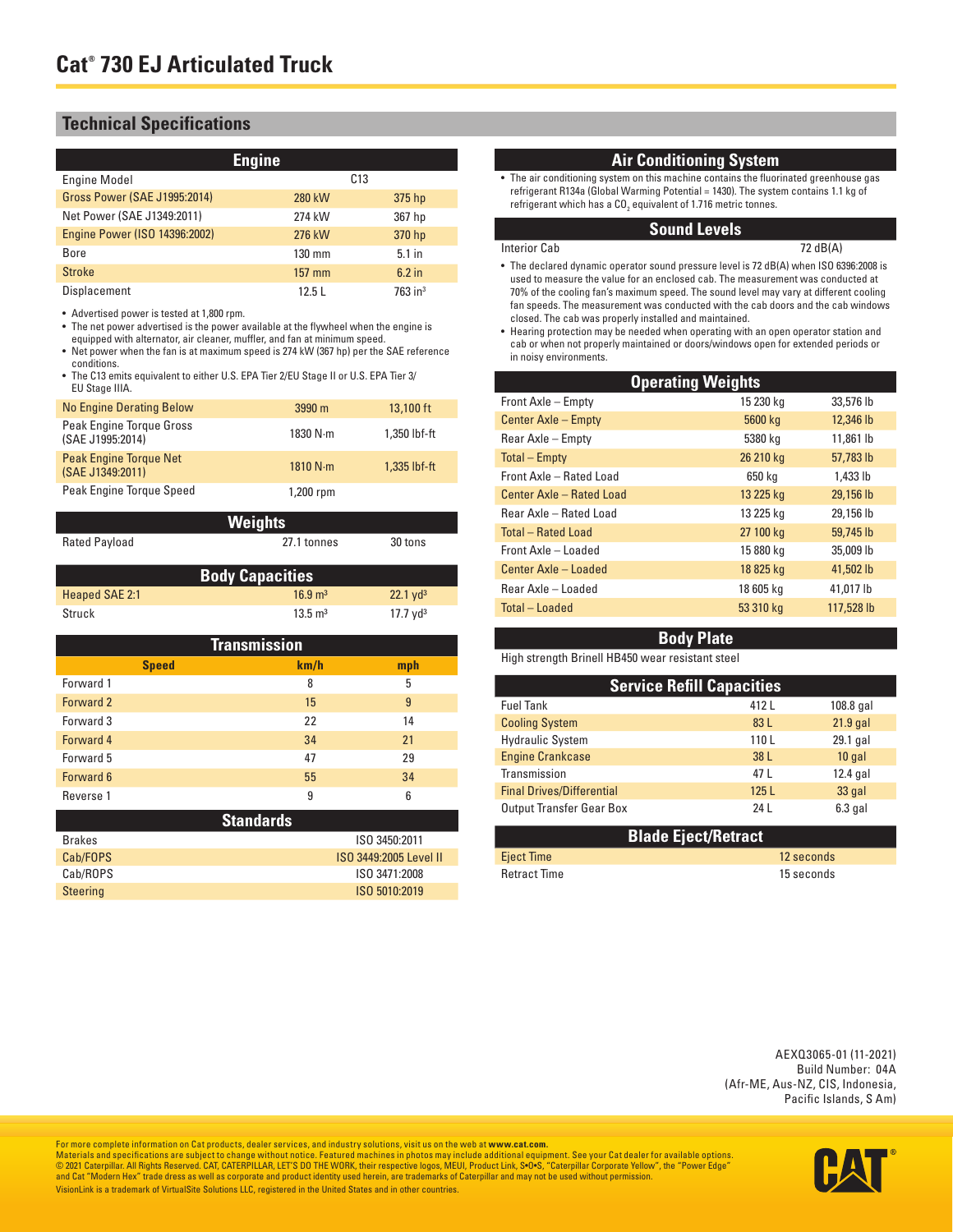# Cat® 730 EJ Articulated Truck

## Technical Specifications

### Engine

| | | |
|---|---|---|
| Engine Model | C13 | |
| Gross Power (SAE J1995:2014) | 280 kW | 375 hp |
| Net Power (SAE J1349:2011) | 274 kW | 367 hp |
| Engine Power (ISO 14396:2002) | 276 kW | 370 hp |
| Bore | 130 mm | 5.1 in |
| Stroke | 157 mm | 6.2 in |
| Displacement | 12.5 L | 763 in³ |

- Advertised power is tested at 1,800 rpm.
- The net power advertised is the power available at the flywheel when the engine is equipped with alternator, air cleaner, muffler, and fan at minimum speed.
- Net power when the fan is at maximum speed is 274 kW (367 hp) per the SAE reference conditions.
- The C13 emits equivalent to either U.S. EPA Tier 2/EU Stage II or U.S. EPA Tier 3/EU Stage IIIA.

| | | |
|---|---|---|
| No Engine Derating Below | 3990 m | 13,100 ft |
| Peak Engine Torque Gross (SAE J1995:2014) | 1830 N·m | 1,350 lbf-ft |
| Peak Engine Torque Net (SAE J1349:2011) | 1810 N·m | 1,335 lbf-ft |
| Peak Engine Torque Speed | 1,200 rpm | |

### Weights

| | | |
|---|---|---|
| Rated Payload | 27.1 tonnes | 30 tons |

### Body Capacities

| | | |
|---|---|---|
| Heaped SAE 2:1 | 16.9 m³ | 22.1 yd³ |
| Struck | 13.5 m³ | 17.7 yd³ |

### Transmission

| Speed | km/h | mph |
|---|---|---|
| Forward 1 | 8 | 5 |
| Forward 2 | 15 | 9 |
| Forward 3 | 22 | 14 |
| Forward 4 | 34 | 21 |
| Forward 5 | 47 | 29 |
| Forward 6 | 55 | 34 |
| Reverse 1 | 9 | 6 |

### Standards

| | |
|---|---|
| Brakes | ISO 3450:2011 |
| Cab/FOPS | ISO 3449:2005 Level II |
| Cab/ROPS | ISO 3471:2008 |
| Steering | ISO 5010:2019 |

### Air Conditioning System

- The air conditioning system on this machine contains the fluorinated greenhouse gas refrigerant R134a (Global Warming Potential = 1430). The system contains 1.1 kg of refrigerant which has a $CO_2$ equivalent of 1.716 metric tonnes.

### Sound Levels

| | |
|---|---|
| Interior Cab | 72 dB(A) |

- The declared dynamic operator sound pressure level is 72 dB(A) when ISO 6396:2008 is used to measure the value for an enclosed cab. The measurement was conducted at 70% of the cooling fan's maximum speed. The sound level may vary at different cooling fan speeds. The measurement was conducted with the cab doors and the cab windows closed. The cab was properly installed and maintained.
- Hearing protection may be needed when operating with an open operator station and cab or when not properly maintained or doors/windows open for extended periods or in noisy environments.

### Operating Weights

| | | |
|---|---|---|
| Front Axle – Empty | 15 230 kg | 33,576 lb |
| Center Axle – Empty | 5600 kg | 12,346 lb |
| Rear Axle – Empty | 5380 kg | 11,861 lb |
| Total – Empty | 26 210 kg | 57,783 lb |
| Front Axle – Rated Load | 650 kg | 1,433 lb |
| Center Axle – Rated Load | 13 225 kg | 29,156 lb |
| Rear Axle – Rated Load | 13 225 kg | 29,156 lb |
| Total – Rated Load | 27 100 kg | 59,745 lb |
| Front Axle – Loaded | 15 880 kg | 35,009 lb |
| Center Axle – Loaded | 18 825 kg | 41,502 lb |
| Rear Axle – Loaded | 18 605 kg | 41,017 lb |
| Total – Loaded | 53 310 kg | 117,528 lb |

### Body Plate

High strength Brinell HB450 wear resistant steel

### Service Refill Capacities

| | | |
|---|---|---|
| Fuel Tank | 412 L | 108.8 gal |
| Cooling System | 83 L | 21.9 gal |
| Hydraulic System | 110 L | 29.1 gal |
| Engine Crankcase | 38 L | 10 gal |
| Transmission | 47 L | 12.4 gal |
| Final Drives/Differential | 125 L | 33 gal |
| Output Transfer Gear Box | 24 L | 6.3 gal |

### Blade Eject/Retract

| | |
|---|---|
| Eject Time | 12 seconds |
| Retract Time | 15 seconds |

AEXQ3065-01 (11-2021)
Build Number: 04A
(Afr-ME, Aus-NZ, CIS, Indonesia, Pacific Islands, S Am)

For more complete information on Cat products, dealer services, and industry solutions, visit us on the web at **www.cat.com**.
Materials and specifications are subject to change without notice. Featured machines in photos may include additional equipment. See your Cat dealer for available options.
© 2021 Caterpillar. All Rights Reserved. CAT, CATERPILLAR, LET'S DO THE WORK, their respective logos, MEUI, Product Link, S•O•S, "Caterpillar Corporate Yellow", the "Power Edge" and Cat "Modern Hex" trade dress as well as corporate and product identity used herein, are trademarks of Caterpillar and may not be used without permission.
VisionLink is a trademark of VirtualSite Solutions LLC, registered in the United States and in other countries.